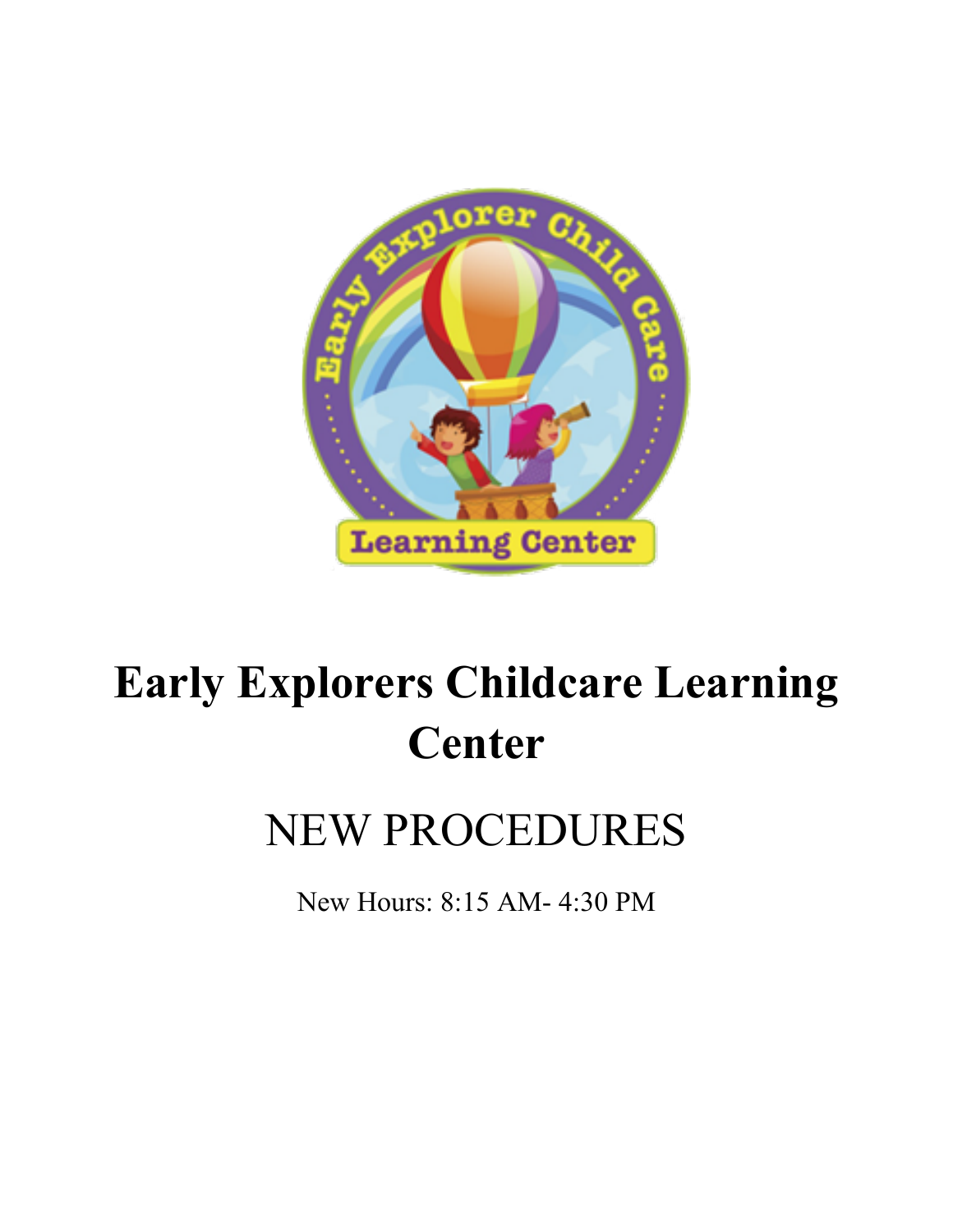# Early Explorers Childcare Learning Center

## NEW PROCEDURES

New Hours: 8:15 AM- 4:30 PM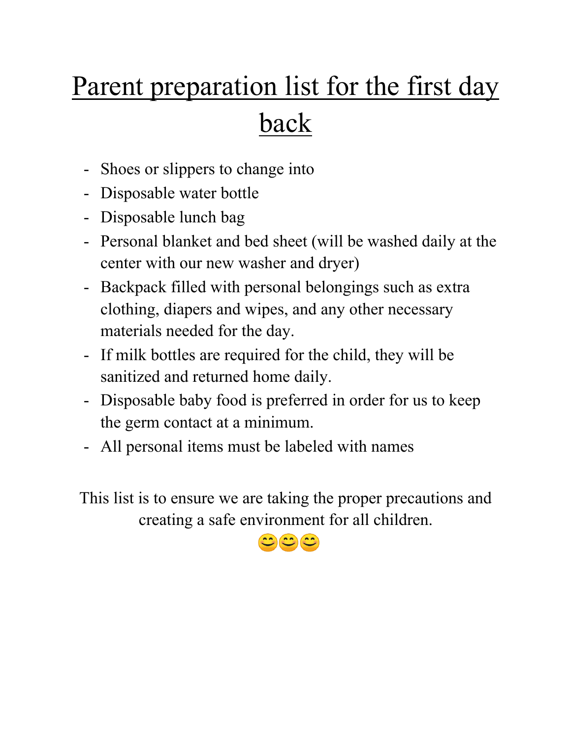# Parent preparation list for the first day back

- Shoes or slippers to change into
- Disposable water bottle
- Disposable lunch bag
- Personal blanket and bed sheet (will be washed daily at the center with our new washer and dryer)
- Backpack filled with personal belongings such as extra clothing, diapers and wipes, and any other necessary materials needed for the day.
- If milk bottles are required for the child, they will be sanitized and returned home daily.
- Disposable baby food is preferred in order for us to keep the germ contact at a minimum.
- All personal items must be labeled with names

This list is to ensure we are taking the proper precautions and creating a safe environment for all children.

😊😊😊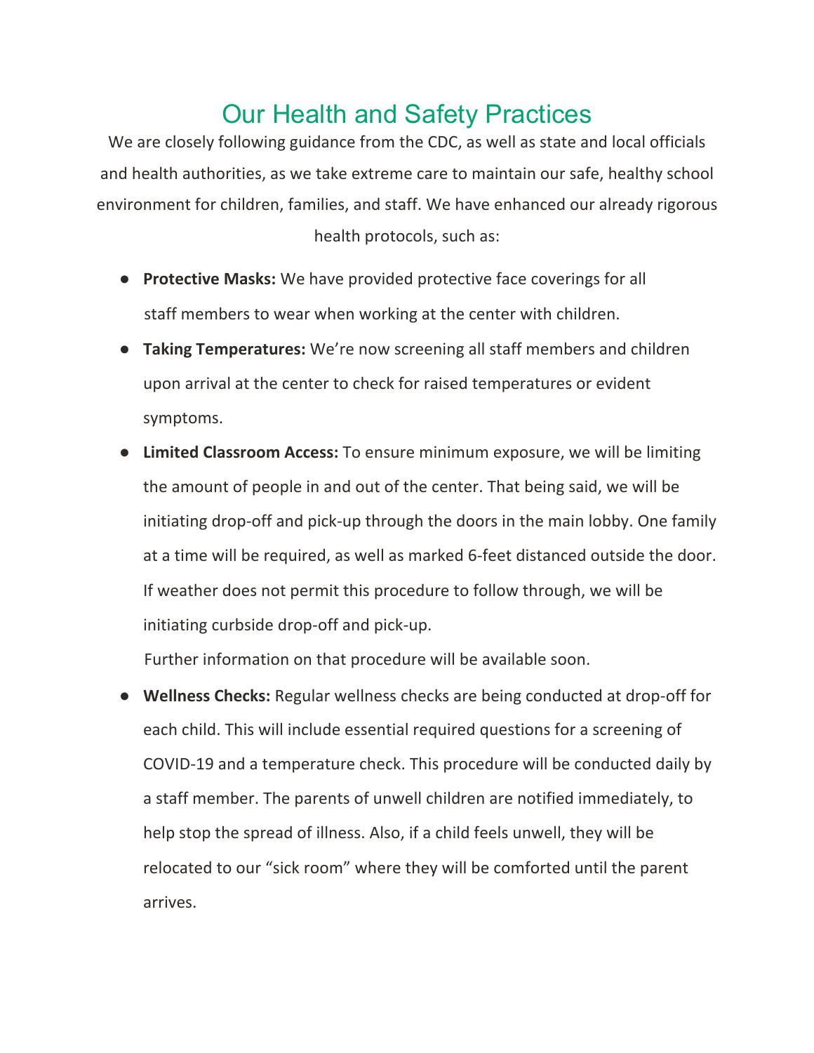# Our Health and Safety Practices

We are closely following guidance from the CDC, as well as state and local officials and health authorities, as we take extreme care to maintain our safe, healthy school environment for children, families, and staff. We have enhanced our already rigorous health protocols, such as:

- **Protective Masks:** We have provided protective face coverings for all staff members to wear when working at the center with children.
- **Taking Temperatures:** We're now screening all staff members and children upon arrival at the center to check for raised temperatures or evident symptoms.
- **Limited Classroom Access:** To ensure minimum exposure, we will be limiting the amount of people in and out of the center. That being said, we will be initiating drop-off and pick-up through the doors in the main lobby. One family at a time will be required, as well as marked 6-feet distanced outside the door. If weather does not permit this procedure to follow through, we will be initiating curbside drop-off and pick-up.

  Further information on that procedure will be available soon.
- **Wellness Checks:** Regular wellness checks are being conducted at drop-off for each child. This will include essential required questions for a screening of COVID-19 and a temperature check. This procedure will be conducted daily by a staff member. The parents of unwell children are notified immediately, to help stop the spread of illness. Also, if a child feels unwell, they will be relocated to our "sick room" where they will be comforted until the parent arrives.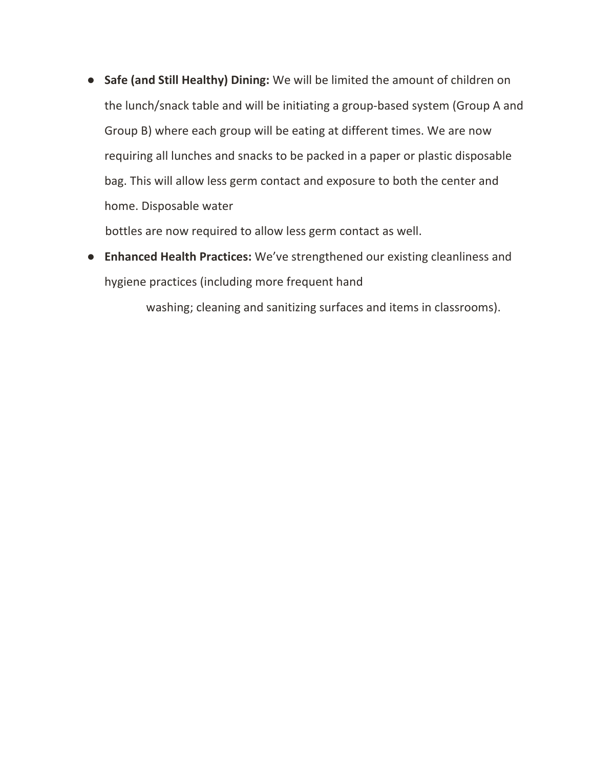- **Safe (and Still Healthy) Dining:** We will be limited the amount of children on the lunch/snack table and will be initiating a group-based system (Group A and Group B) where each group will be eating at different times. We are now requiring all lunches and snacks to be packed in a paper or plastic disposable bag. This will allow less germ contact and exposure to both the center and home. Disposable water bottles are now required to allow less germ contact as well.
- **Enhanced Health Practices:** We've strengthened our existing cleanliness and hygiene practices (including more frequent hand washing; cleaning and sanitizing surfaces and items in classrooms).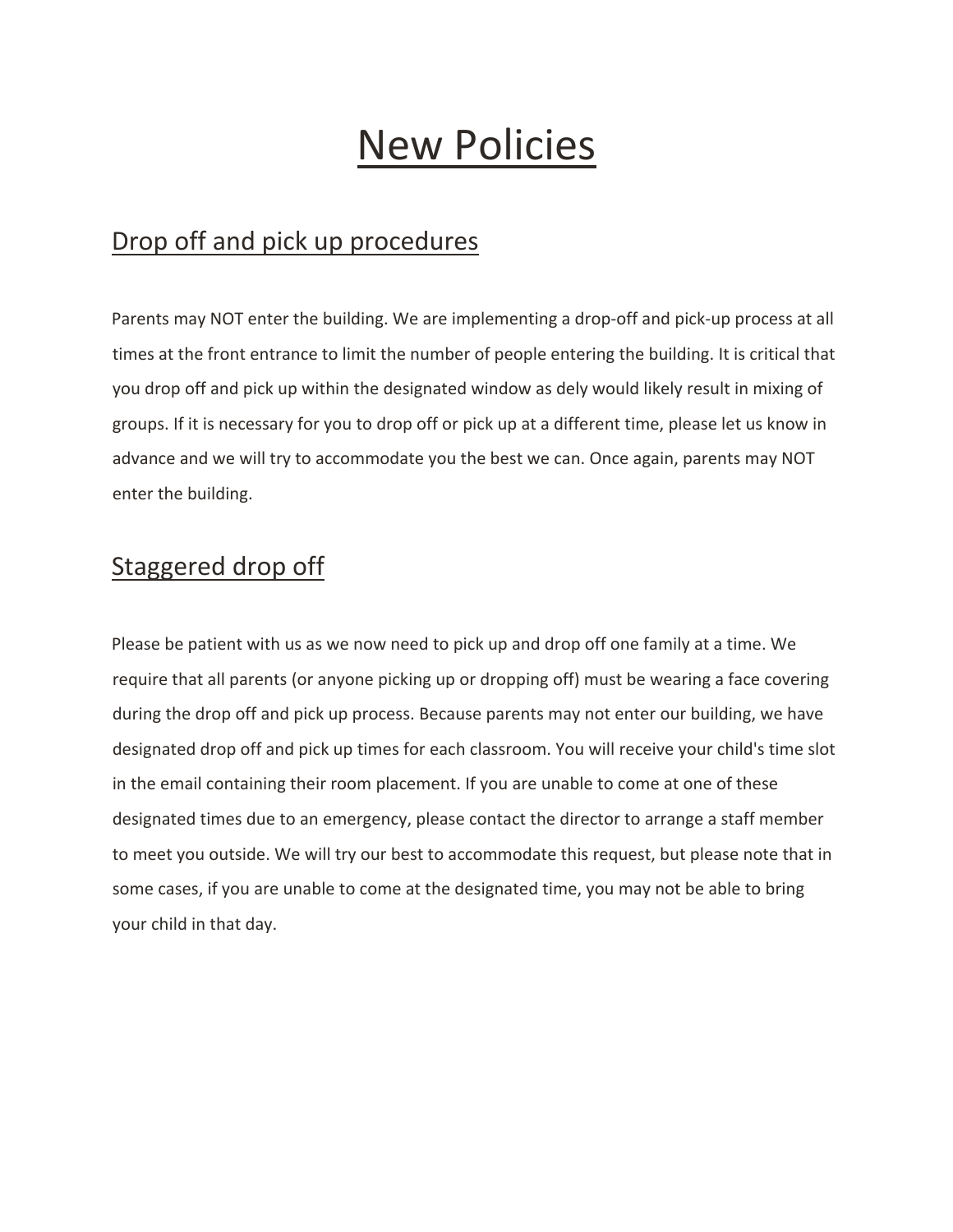# New Policies

## Drop off and pick up procedures

Parents may NOT enter the building. We are implementing a drop-off and pick-up process at all times at the front entrance to limit the number of people entering the building. It is critical that you drop off and pick up within the designated window as dely would likely result in mixing of groups. If it is necessary for you to drop off or pick up at a different time, please let us know in advance and we will try to accommodate you the best we can. Once again, parents may NOT enter the building.

## Staggered drop off

Please be patient with us as we now need to pick up and drop off one family at a time. We require that all parents (or anyone picking up or dropping off) must be wearing a face covering during the drop off and pick up process. Because parents may not enter our building, we have designated drop off and pick up times for each classroom. You will receive your child's time slot in the email containing their room placement. If you are unable to come at one of these designated times due to an emergency, please contact the director to arrange a staff member to meet you outside. We will try our best to accommodate this request, but please note that in some cases, if you are unable to come at the designated time, you may not be able to bring your child in that day.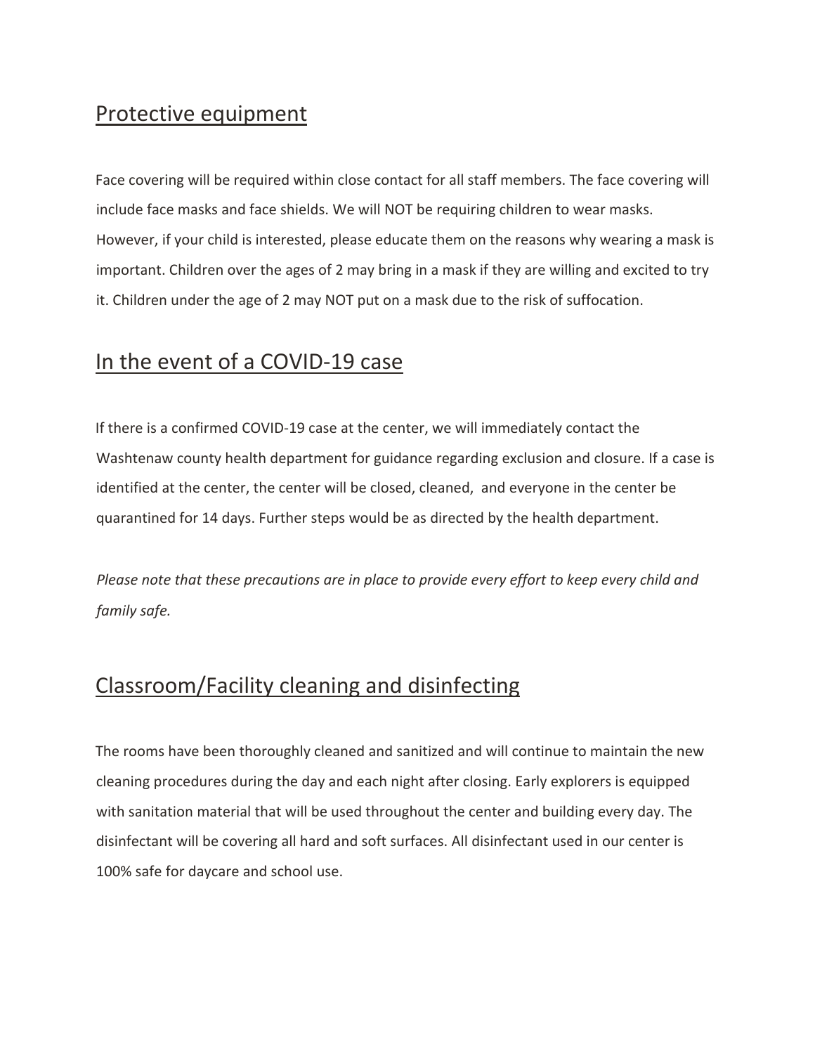## Protective equipment

Face covering will be required within close contact for all staff members. The face covering will include face masks and face shields. We will NOT be requiring children to wear masks. However, if your child is interested, please educate them on the reasons why wearing a mask is important. Children over the ages of 2 may bring in a mask if they are willing and excited to try it. Children under the age of 2 may NOT put on a mask due to the risk of suffocation.

## In the event of a COVID-19 case

If there is a confirmed COVID-19 case at the center, we will immediately contact the Washtenaw county health department for guidance regarding exclusion and closure. If a case is identified at the center, the center will be closed, cleaned, and everyone in the center be quarantined for 14 days. Further steps would be as directed by the health department.

*Please note that these precautions are in place to provide every effort to keep every child and family safe.*

## Classroom/Facility cleaning and disinfecting

The rooms have been thoroughly cleaned and sanitized and will continue to maintain the new cleaning procedures during the day and each night after closing. Early explorers is equipped with sanitation material that will be used throughout the center and building every day. The disinfectant will be covering all hard and soft surfaces. All disinfectant used in our center is 100% safe for daycare and school use.